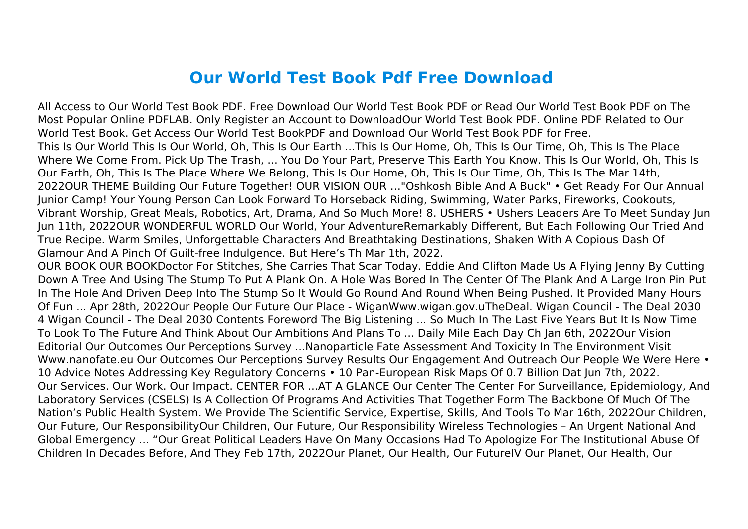# Our World Test Book Pdf Free Download

All Access to Our World Test Book PDF. Free Download Our World Test Book PDF or Read Our World Test Book PDF on The Most Popular Online PDFLAB. Only Register an Account to DownloadOur World Test Book PDF. Online PDF Related to Our World Test Book. Get Access Our World Test BookPDF and Download Our World Test Book PDF for Free.

This Is Our World This Is Our World, Oh, This Is Our Earth ...This Is Our Home, Oh, This Is Our Time, Oh, This Is The Place Where We Come From. Pick Up The Trash, ... You Do Your Part, Preserve This Earth You Know. This Is Our World, Oh, This Is Our Earth, Oh, This Is The Place Where We Belong, This Is Our Home, Oh, This Is Our Time, Oh, This Is The Mar 14th, 2022OUR THEME Building Our Future Together! OUR VISION OUR …"Oshkosh Bible And A Buck" • Get Ready For Our Annual Junior Camp! Your Young Person Can Look Forward To Horseback Riding, Swimming, Water Parks, Fireworks, Cookouts, Vibrant Worship, Great Meals, Robotics, Art, Drama, And So Much More! 8. USHERS • Ushers Leaders Are To Meet Sunday Jun Jun 11th, 2022OUR WONDERFUL WORLD Our World, Your AdventureRemarkably Different, But Each Following Our Tried And True Recipe. Warm Smiles, Unforgettable Characters And Breathtaking Destinations, Shaken With A Copious Dash Of Glamour And A Pinch Of Guilt-free Indulgence. But Here's Th Mar 1th, 2022.

OUR BOOK OUR BOOKDoctor For Stitches, She Carries That Scar Today. Eddie And Clifton Made Us A Flying Jenny By Cutting Down A Tree And Using The Stump To Put A Plank On. A Hole Was Bored In The Center Of The Plank And A Large Iron Pin Put In The Hole And Driven Deep Into The Stump So It Would Go Round And Round When Being Pushed. It Provided Many Hours Of Fun ... Apr 28th, 2022Our People Our Future Our Place - WiganWww.wigan.gov.uTheDeal. Wigan Council - The Deal 2030 4 Wigan Council - The Deal 2030 Contents Foreword The Big Listening ... So Much In The Last Five Years But It Is Now Time To Look To The Future And Think About Our Ambitions And Plans To ... Daily Mile Each Day Ch Jan 6th, 2022Our Vision Editorial Our Outcomes Our Perceptions Survey ...Nanoparticle Fate Assessment And Toxicity In The Environment Visit Www.nanofate.eu Our Outcomes Our Perceptions Survey Results Our Engagement And Outreach Our People We Were Here • 10 Advice Notes Addressing Key Regulatory Concerns • 10 Pan-European Risk Maps Of 0.7 Billion Dat Jun 7th, 2022.

Our Services. Our Work. Our Impact. CENTER FOR ...AT A GLANCE Our Center The Center For Surveillance, Epidemiology, And Laboratory Services (CSELS) Is A Collection Of Programs And Activities That Together Form The Backbone Of Much Of The Nation's Public Health System. We Provide The Scientific Service, Expertise, Skills, And Tools To Mar 16th, 2022Our Children, Our Future, Our ResponsibilityOur Children, Our Future, Our Responsibility Wireless Technologies – An Urgent National And Global Emergency ... "Our Great Political Leaders Have On Many Occasions Had To Apologize For The Institutional Abuse Of Children In Decades Before, And They Feb 17th, 2022Our Planet, Our Health, Our FutureIV Our Planet, Our Health, Our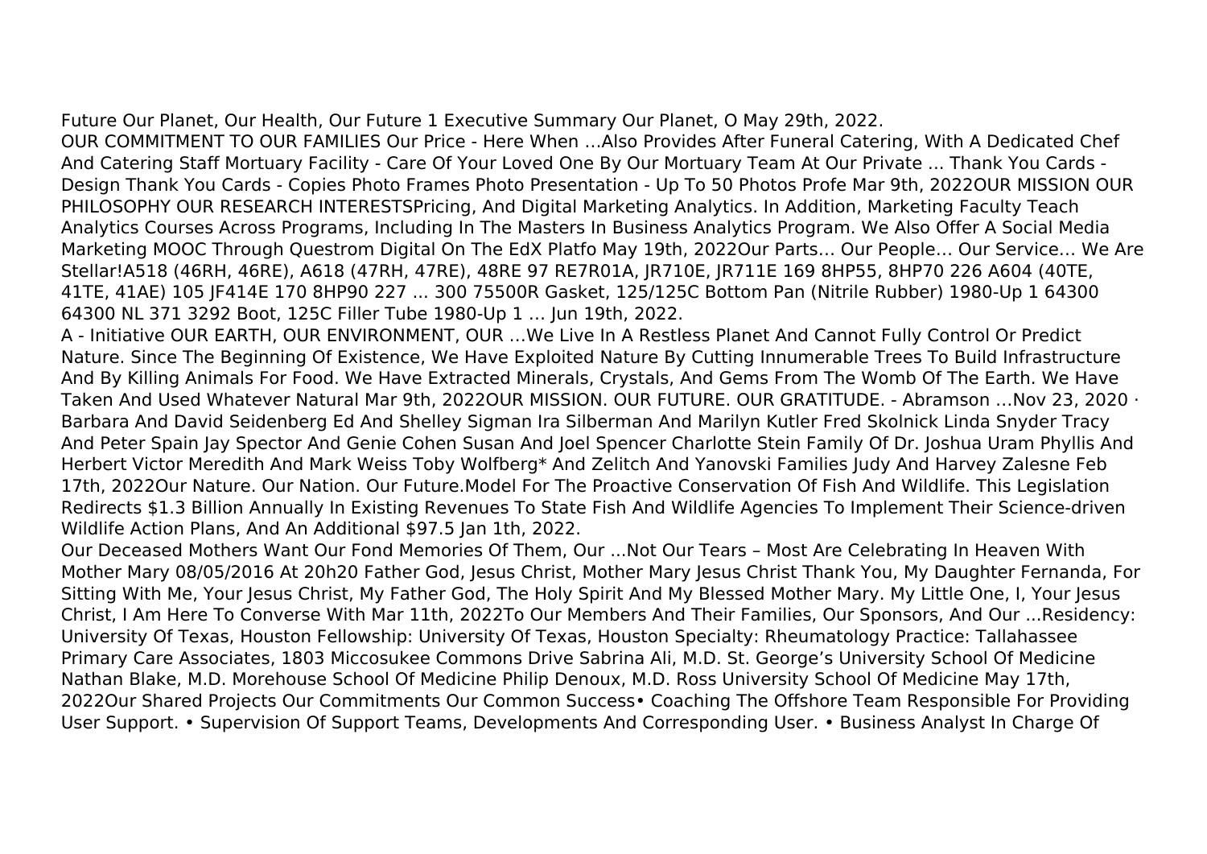Future Our Planet, Our Health, Our Future 1 Executive Summary Our Planet, O May 29th, 2022.
OUR COMMITMENT TO OUR FAMILIES Our Price - Here When …Also Provides After Funeral Catering, With A Dedicated Chef And Catering Staff Mortuary Facility - Care Of Your Loved One By Our Mortuary Team At Our Private ... Thank You Cards - Design Thank You Cards - Copies Photo Frames Photo Presentation - Up To 50 Photos Profe Mar 9th, 2022OUR MISSION OUR PHILOSOPHY OUR RESEARCH INTERESTSPricing, And Digital Marketing Analytics. In Addition, Marketing Faculty Teach Analytics Courses Across Programs, Including In The Masters In Business Analytics Program. We Also Offer A Social Media Marketing MOOC Through Questrom Digital On The EdX Platfo May 19th, 2022Our Parts… Our People… Our Service… We Are Stellar!A518 (46RH, 46RE), A618 (47RH, 47RE), 48RE 97 RE7R01A, JR710E, JR711E 169 8HP55, 8HP70 226 A604 (40TE, 41TE, 41AE) 105 JF414E 170 8HP90 227 ... 300 75500R Gasket, 125/125C Bottom Pan (Nitrile Rubber) 1980-Up 1 64300 64300 NL 371 3292 Boot, 125C Filler Tube 1980-Up 1 … Jun 19th, 2022.
A - Initiative OUR EARTH, OUR ENVIRONMENT, OUR …We Live In A Restless Planet And Cannot Fully Control Or Predict Nature. Since The Beginning Of Existence, We Have Exploited Nature By Cutting Innumerable Trees To Build Infrastructure And By Killing Animals For Food. We Have Extracted Minerals, Crystals, And Gems From The Womb Of The Earth. We Have Taken And Used Whatever Natural Mar 9th, 2022OUR MISSION. OUR FUTURE. OUR GRATITUDE. - Abramson …Nov 23, 2020 · Barbara And David Seidenberg Ed And Shelley Sigman Ira Silberman And Marilyn Kutler Fred Skolnick Linda Snyder Tracy And Peter Spain Jay Spector And Genie Cohen Susan And Joel Spencer Charlotte Stein Family Of Dr. Joshua Uram Phyllis And Herbert Victor Meredith And Mark Weiss Toby Wolfberg* And Zelitch And Yanovski Families Judy And Harvey Zalesne Feb 17th, 2022Our Nature. Our Nation. Our Future.Model For The Proactive Conservation Of Fish And Wildlife. This Legislation Redirects $1.3 Billion Annually In Existing Revenues To State Fish And Wildlife Agencies To Implement Their Science-driven Wildlife Action Plans, And An Additional $97.5 Jan 1th, 2022.
Our Deceased Mothers Want Our Fond Memories Of Them, Our ...Not Our Tears – Most Are Celebrating In Heaven With Mother Mary 08/05/2016 At 20h20 Father God, Jesus Christ, Mother Mary Jesus Christ Thank You, My Daughter Fernanda, For Sitting With Me, Your Jesus Christ, My Father God, The Holy Spirit And My Blessed Mother Mary. My Little One, I, Your Jesus Christ, I Am Here To Converse With Mar 11th, 2022To Our Members And Their Families, Our Sponsors, And Our ...Residency: University Of Texas, Houston Fellowship: University Of Texas, Houston Specialty: Rheumatology Practice: Tallahassee Primary Care Associates, 1803 Miccosukee Commons Drive Sabrina Ali, M.D. St. George's University School Of Medicine Nathan Blake, M.D. Morehouse School Of Medicine Philip Denoux, M.D. Ross University School Of Medicine May 17th, 2022Our Shared Projects Our Commitments Our Common Success• Coaching The Offshore Team Responsible For Providing User Support. • Supervision Of Support Teams, Developments And Corresponding User. • Business Analyst In Charge Of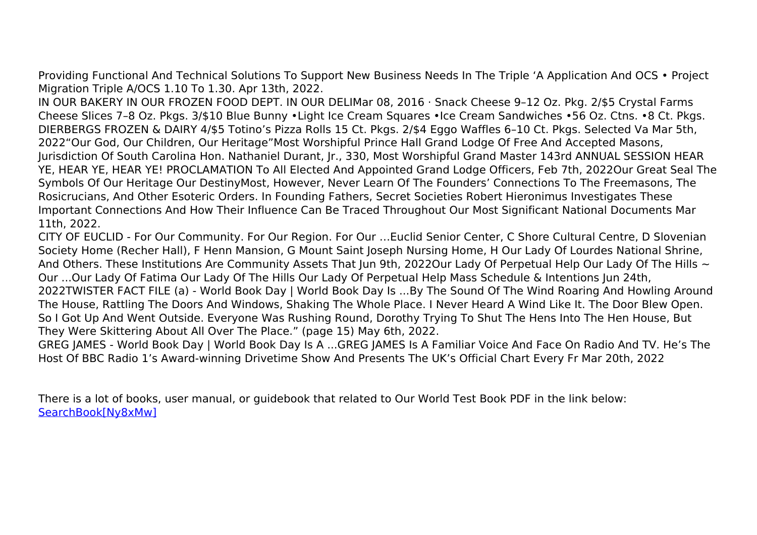Providing Functional And Technical Solutions To Support New Business Needs In The Triple 'A Application And OCS • Project Migration Triple A/OCS 1.10 To 1.30. Apr 13th, 2022.

IN OUR BAKERY IN OUR FROZEN FOOD DEPT. IN OUR DELIMar 08, 2016 · Snack Cheese 9–12 Oz. Pkg. 2/$5 Crystal Farms Cheese Slices 7–8 Oz. Pkgs. 3/$10 Blue Bunny •Light Ice Cream Squares •Ice Cream Sandwiches •56 Oz. Ctns. •8 Ct. Pkgs. DIERBERGS FROZEN & DAIRY 4/$5 Totino's Pizza Rolls 15 Ct. Pkgs. 2/$4 Eggo Waffles 6–10 Ct. Pkgs. Selected Va Mar 5th, 2022"Our God, Our Children, Our Heritage"Most Worshipful Prince Hall Grand Lodge Of Free And Accepted Masons, Jurisdiction Of South Carolina Hon. Nathaniel Durant, Jr., 330, Most Worshipful Grand Master 143rd ANNUAL SESSION HEAR YE, HEAR YE, HEAR YE! PROCLAMATION To All Elected And Appointed Grand Lodge Officers, Feb 7th, 2022Our Great Seal The Symbols Of Our Heritage Our DestinyMost, However, Never Learn Of The Founders' Connections To The Freemasons, The Rosicrucians, And Other Esoteric Orders. In Founding Fathers, Secret Societies Robert Hieronimus Investigates These Important Connections And How Their Influence Can Be Traced Throughout Our Most Significant National Documents Mar 11th, 2022.

CITY OF EUCLID - For Our Community. For Our Region. For Our ...Euclid Senior Center, C Shore Cultural Centre, D Slovenian Society Home (Recher Hall), F Henn Mansion, G Mount Saint Joseph Nursing Home, H Our Lady Of Lourdes National Shrine, And Others. These Institutions Are Community Assets That Jun 9th, 2022Our Lady Of Perpetual Help Our Lady Of The Hills ~ Our ...Our Lady Of Fatima Our Lady Of The Hills Our Lady Of Perpetual Help Mass Schedule & Intentions Jun 24th, 2022TWISTER FACT FILE (a) - World Book Day | World Book Day Is ...By The Sound Of The Wind Roaring And Howling Around The House, Rattling The Doors And Windows, Shaking The Whole Place. I Never Heard A Wind Like It. The Door Blew Open. So I Got Up And Went Outside. Everyone Was Rushing Round, Dorothy Trying To Shut The Hens Into The Hen House, But They Were Skittering About All Over The Place." (page 15) May 6th, 2022.

GREG JAMES - World Book Day | World Book Day Is A ...GREG JAMES Is A Familiar Voice And Face On Radio And TV. He's The Host Of BBC Radio 1's Award-winning Drivetime Show And Presents The UK's Official Chart Every Fr Mar 20th, 2022

There is a lot of books, user manual, or guidebook that related to Our World Test Book PDF in the link below:
SearchBook[Ny8xMw]